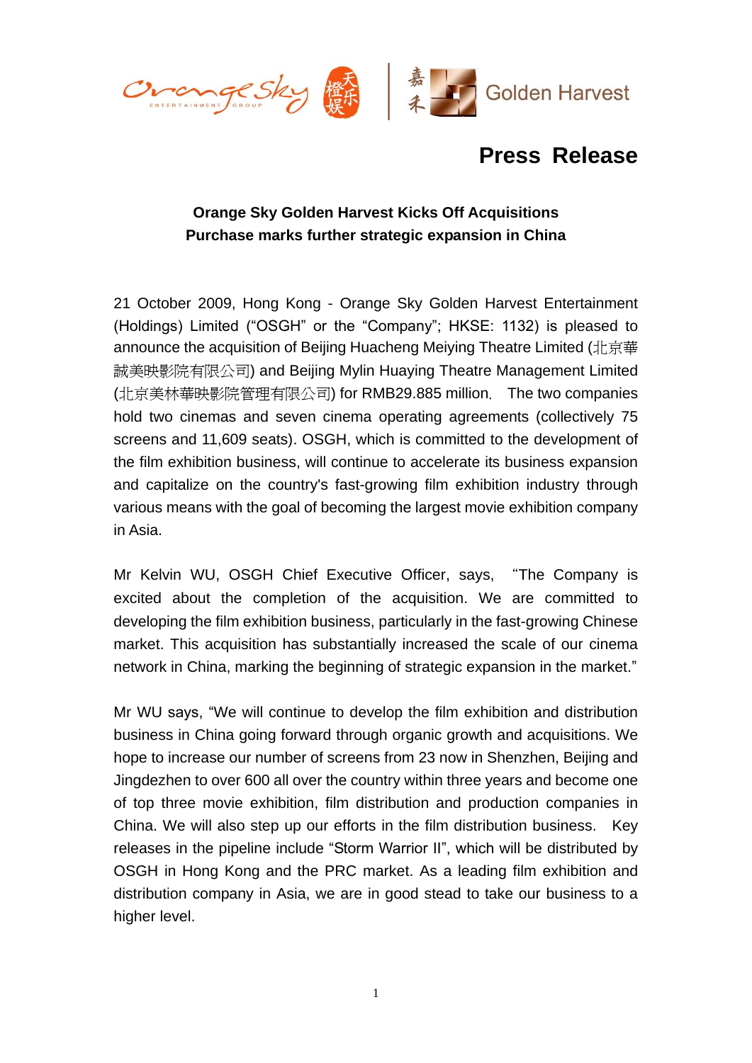# Press Release

**Orange Sky Golden Harvest Kicks Off Acquisitions**
**Purchase marks further strategic expansion in China**

21 October 2009, Hong Kong - Orange Sky Golden Harvest Entertainment (Holdings) Limited ("OSGH" or the "Company"; HKSE: 1132) is pleased to announce the acquisition of Beijing Huacheng Meiying Theatre Limited (北京華誠美映影院有限公司) and Beijing Mylin Huaying Theatre Management Limited (北京美林華映影院管理有限公司) for RMB29.885 million. The two companies hold two cinemas and seven cinema operating agreements (collectively 75 screens and 11,609 seats). OSGH, which is committed to the development of the film exhibition business, will continue to accelerate its business expansion and capitalize on the country's fast-growing film exhibition industry through various means with the goal of becoming the largest movie exhibition company in Asia.

Mr Kelvin WU, OSGH Chief Executive Officer, says, "The Company is excited about the completion of the acquisition. We are committed to developing the film exhibition business, particularly in the fast-growing Chinese market. This acquisition has substantially increased the scale of our cinema network in China, marking the beginning of strategic expansion in the market."

Mr WU says, "We will continue to develop the film exhibition and distribution business in China going forward through organic growth and acquisitions. We hope to increase our number of screens from 23 now in Shenzhen, Beijing and Jingdezhen to over 600 all over the country within three years and become one of top three movie exhibition, film distribution and production companies in China. We will also step up our efforts in the film distribution business. Key releases in the pipeline include "Storm Warrior II", which will be distributed by OSGH in Hong Kong and the PRC market. As a leading film exhibition and distribution company in Asia, we are in good stead to take our business to a higher level.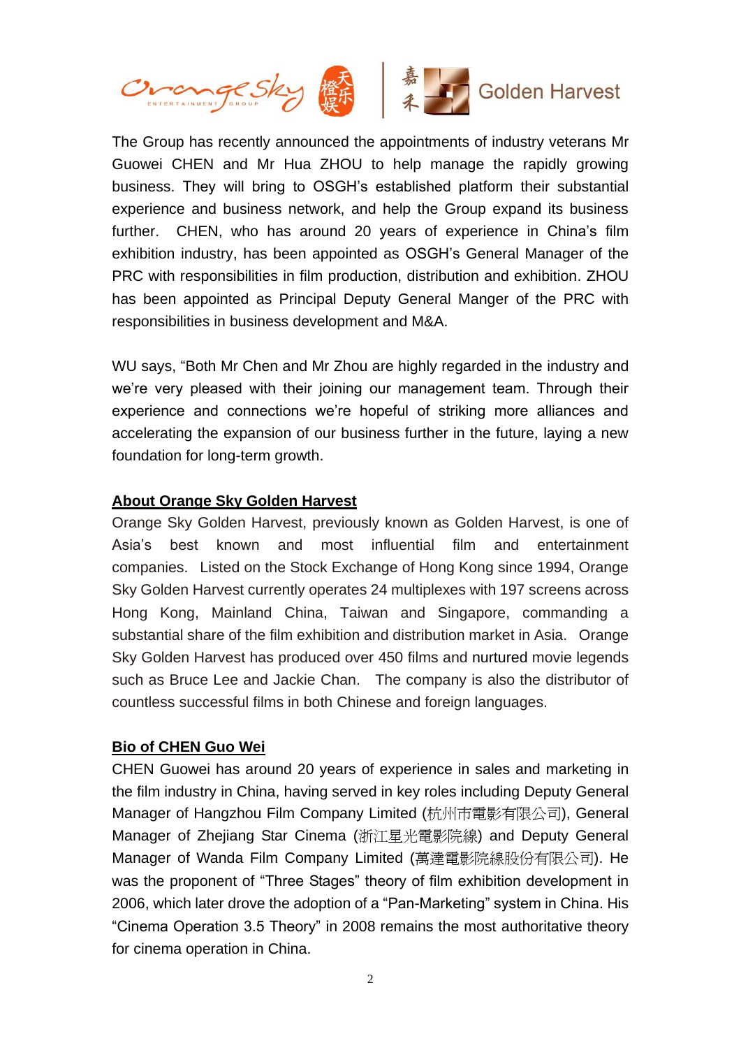The Group has recently announced the appointments of industry veterans Mr Guowei CHEN and Mr Hua ZHOU to help manage the rapidly growing business. They will bring to OSGH's established platform their substantial experience and business network, and help the Group expand its business further. CHEN, who has around 20 years of experience in China's film exhibition industry, has been appointed as OSGH's General Manager of the PRC with responsibilities in film production, distribution and exhibition. ZHOU has been appointed as Principal Deputy General Manger of the PRC with responsibilities in business development and M&A.

WU says, "Both Mr Chen and Mr Zhou are highly regarded in the industry and we're very pleased with their joining our management team. Through their experience and connections we're hopeful of striking more alliances and accelerating the expansion of our business further in the future, laying a new foundation for long-term growth.

**About Orange Sky Golden Harvest**

Orange Sky Golden Harvest, previously known as Golden Harvest, is one of Asia's best known and most influential film and entertainment companies. Listed on the Stock Exchange of Hong Kong since 1994, Orange Sky Golden Harvest currently operates 24 multiplexes with 197 screens across Hong Kong, Mainland China, Taiwan and Singapore, commanding a substantial share of the film exhibition and distribution market in Asia. Orange Sky Golden Harvest has produced over 450 films and nurtured movie legends such as Bruce Lee and Jackie Chan. The company is also the distributor of countless successful films in both Chinese and foreign languages.

**Bio of CHEN Guo Wei**

CHEN Guowei has around 20 years of experience in sales and marketing in the film industry in China, having served in key roles including Deputy General Manager of Hangzhou Film Company Limited (杭州市電影有限公司), General Manager of Zhejiang Star Cinema (浙江星光電影院線) and Deputy General Manager of Wanda Film Company Limited (萬達電影院線股份有限公司). He was the proponent of "Three Stages" theory of film exhibition development in 2006, which later drove the adoption of a "Pan-Marketing" system in China. His "Cinema Operation 3.5 Theory" in 2008 remains the most authoritative theory for cinema operation in China.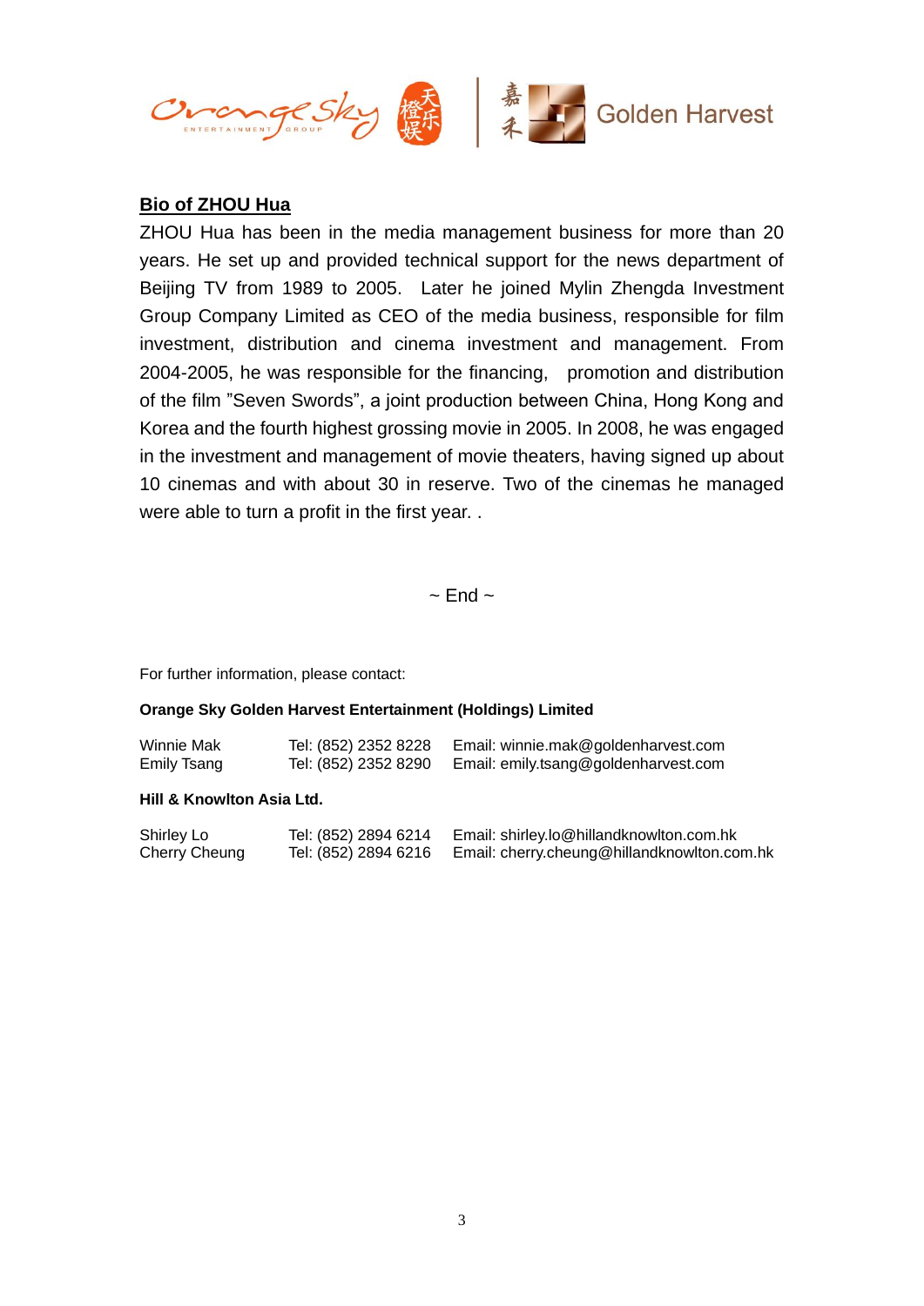## Bio of ZHOU Hua

ZHOU Hua has been in the media management business for more than 20 years. He set up and provided technical support for the news department of Beijing TV from 1989 to 2005. Later he joined Mylin Zhengda Investment Group Company Limited as CEO of the media business, responsible for film investment, distribution and cinema investment and management. From 2004-2005, he was responsible for the financing, promotion and distribution of the film "Seven Swords", a joint production between China, Hong Kong and Korea and the fourth highest grossing movie in 2005. In 2008, he was engaged in the investment and management of movie theaters, having signed up about 10 cinemas and with about 30 in reserve. Two of the cinemas he managed were able to turn a profit in the first year. .

~ End ~

For further information, please contact:

**Orange Sky Golden Harvest Entertainment (Holdings) Limited**

| | | |
|---|---|---|
| Winnie Mak | Tel: (852) 2352 8228 | Email: winnie.mak@goldenharvest.com |
| Emily Tsang | Tel: (852) 2352 8290 | Email: emily.tsang@goldenharvest.com |

**Hill & Knowlton Asia Ltd.**

| | | |
|---|---|---|
| Shirley Lo | Tel: (852) 2894 6214 | Email: shirley.lo@hillandknowlton.com.hk |
| Cherry Cheung | Tel: (852) 2894 6216 | Email: cherry.cheung@hillandknowlton.com.hk |